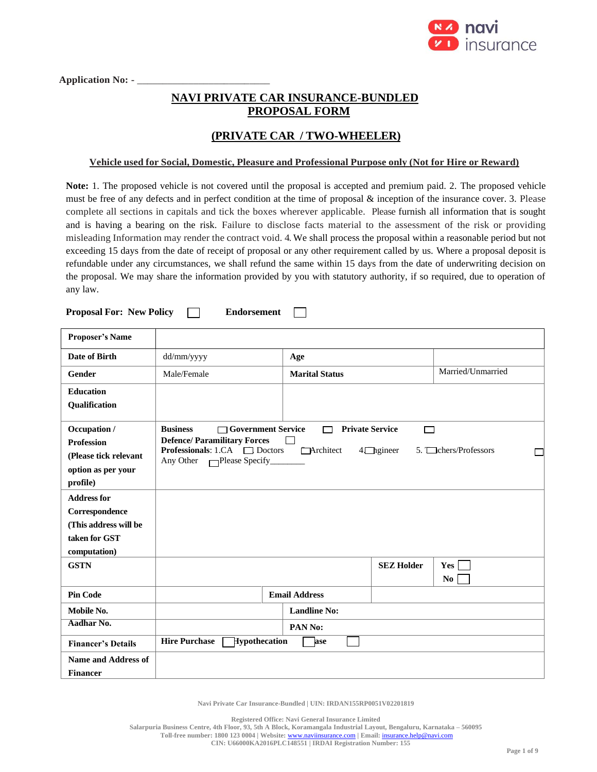Application No: - \_\_\_\_\_\_\_\_\_\_\_\_\_\_\_\_\_\_\_\_\_\_\_\_\_\_

# NAVI PRIVATE CAR INSURANCE-BUNDLED PROPOSAL FORM

## (PRIVATE CAR / TWO-WHEELER)

**Vehicle used for Social, Domestic, Pleasure and Professional Purpose only (Not for Hire or Reward)**

**Note:** 1. The proposed vehicle is not covered until the proposal is accepted and premium paid. 2. The proposed vehicle must be free of any defects and in perfect condition at the time of proposal & inception of the insurance cover. 3. Please complete all sections in capitals and tick the boxes wherever applicable. Please furnish all information that is sought and is having a bearing on the risk. Failure to disclose facts material to the assessment of the risk or providing misleading Information may render the contract void. 4. We shall process the proposal within a reasonable period but not exceeding 15 days from the date of receipt of proposal or any other requirement called by us. Where a proposal deposit is refundable under any circumstances, we shall refund the same within 15 days from the date of underwriting decision on the proposal. We may share the information provided by you with statutory authority, if so required, due to operation of any law.

**Proposal For: New Policy** ☐ **Endorsement** ☐

| | | | |
|---|---|---|---|
| **Proposer's Name** | | | |
| **Date of Birth** | dd/mm/yyyy | **Age** | |
| **Gender** | Male/Female | **Marital Status** | Married/Unmarried |
| **Education Qualification** | | | |
| **Occupation / Profession (Please tick relevant option as per your profile)** | **Business** ☐ **Government Service** ☐ **Private Service** ☐ **Defence/ Paramilitary Forces** ☐ **Professionals**: 1.CA ☐ Doctors ☐ Architect 4.☐ ngineer 5. ☐ chers/Professors ☐ Any Other ☐ Please Specify\_\_\_\_\_\_\_\_ | | |
| **Address for Correspondence (This address will be taken for GST computation)** | | | |
| **GSTN** | | **SEZ Holder** | **Yes** ☐ **No** ☐ |
| **Pin Code** | | **Email Address** | |
| **Mobile No.** | | **Landline No:** | |
| **Aadhar No.** | | **PAN No:** | |
| **Financer's Details** | **Hire Purchase** ☐ **Hypothecation** ☐ **ase** ☐ | | |
| **Name and Address of Financer** | | | |

Navi Private Car Insurance-Bundled | UIN: IRDAN155RP0051V02201819

Registered Office: Navi General Insurance Limited
Salarpuria Business Centre, 4th Floor, 93, 5th A Block, Koramangala Industrial Layout, Bengaluru, Karnataka – 560095
Toll-free number: 1800 123 0004 | Website: www.naviinsurance.com | Email: insurance.help@navi.com
CIN: U66000KA2016PLC148551 | IRDAI Registration Number: 155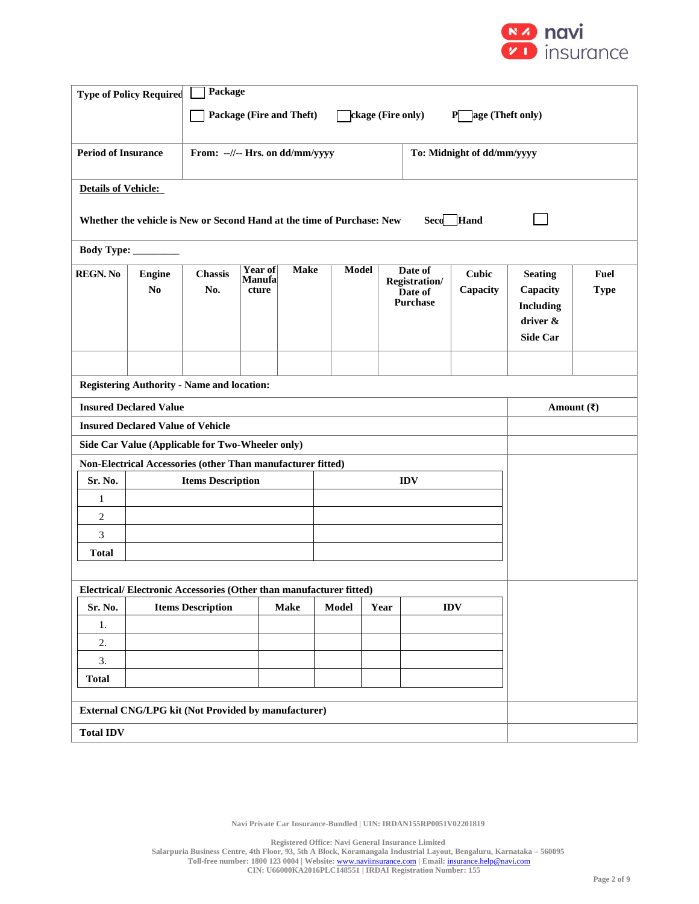| Type of Policy Required | ☐ Package<br>☐ Package (Fire and Theft) ☐ Package (Fire only) ☐ Package (Theft only) | |
|---|---|---|
| Period of Insurance | From: --//-- Hrs. on dd/mm/yyyy | To: Midnight of dd/mm/yyyy |

**Details of Vehicle:**

Whether the vehicle is New or Second Hand at the time of Purchase: New ☐ Second Hand ☐

**Body Type:** _________

| REGN. No | Engine No | Chassis No. | Year of Manufacture | Make | Model | Date of Registration/ Date of Purchase | Cubic Capacity | Seating Capacity Including driver & Side Car | Fuel Type |
|---|---|---|---|---|---|---|---|---|---|
| | | | | | | | | | |

**Registering Authority - Name and location:**

| Insured Declared Value | Amount (₹) |
|---|---|
| Insured Declared Value of Vehicle | |
| Side Car Value (Applicable for Two-Wheeler only) | |
| Non-Electrical Accessories (other Than manufacturer fitted) | |
| Electrical/ Electronic Accessories (Other than manufacturer fitted) | |
| External CNG/LPG kit (Not Provided by manufacturer) | |
| Total IDV | |

**Non-Electrical Accessories (other Than manufacturer fitted)**

| Sr. No. | Items Description | IDV |
|---|---|---|
| 1 | | |
| 2 | | |
| 3 | | |
| Total | | |

**Electrical/ Electronic Accessories (Other than manufacturer fitted)**

| Sr. No. | Items Description | Make | Model | Year | IDV |
|---|---|---|---|---|---|
| 1. | | | | | |
| 2. | | | | | |
| 3. | | | | | |
| Total | | | | | |

Navi Private Car Insurance-Bundled | UIN: IRDAN155RP0051V02201819

Registered Office: Navi General Insurance Limited
Salarpuria Business Centre, 4th Floor, 93, 5th A Block, Koramangala Industrial Layout, Bengaluru, Karnataka – 560095
Toll-free number: 1800 123 0004 | Website: www.naviinsurance.com | Email: insurance.help@navi.com
CIN: U66000KA2016PLC148551 | IRDAI Registration Number: 155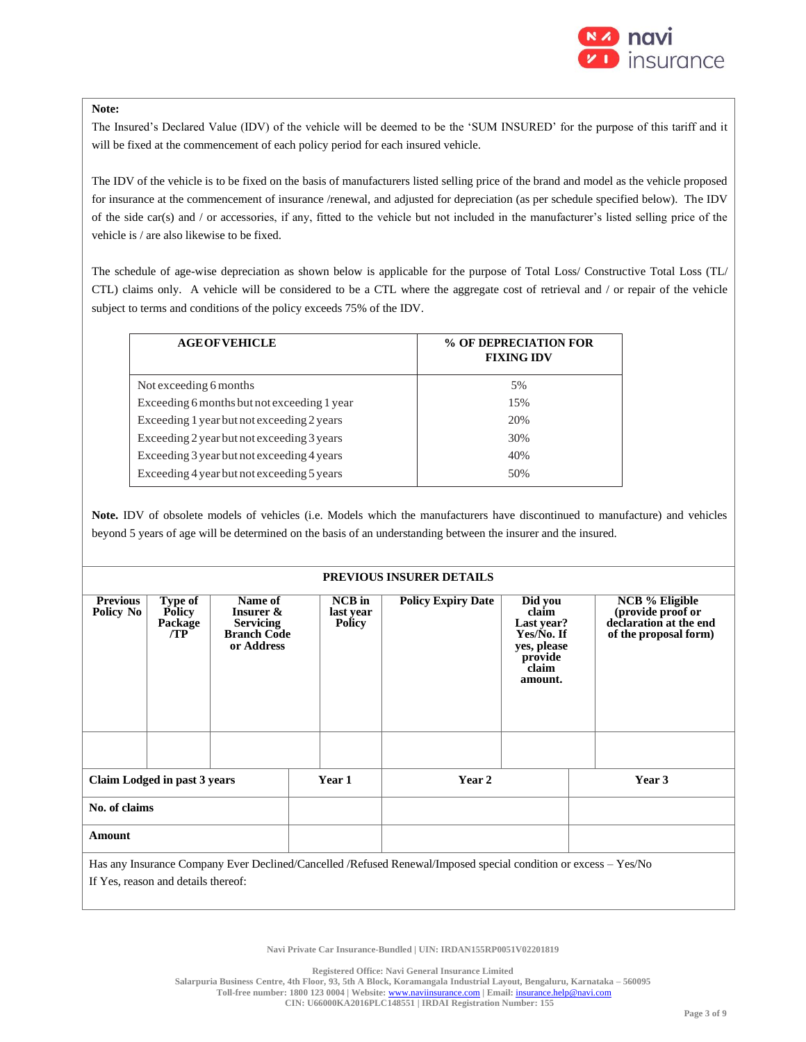**Note:**

The Insured's Declared Value (IDV) of the vehicle will be deemed to be the 'SUM INSURED' for the purpose of this tariff and it will be fixed at the commencement of each policy period for each insured vehicle.

The IDV of the vehicle is to be fixed on the basis of manufacturers listed selling price of the brand and model as the vehicle proposed for insurance at the commencement of insurance /renewal, and adjusted for depreciation (as per schedule specified below). The IDV of the side car(s) and / or accessories, if any, fitted to the vehicle but not included in the manufacturer's listed selling price of the vehicle is / are also likewise to be fixed.

The schedule of age-wise depreciation as shown below is applicable for the purpose of Total Loss/ Constructive Total Loss (TL/ CTL) claims only. A vehicle will be considered to be a CTL where the aggregate cost of retrieval and / or repair of the vehicle subject to terms and conditions of the policy exceeds 75% of the IDV.

| AGE OF VEHICLE | % OF DEPRECIATION FOR FIXING IDV |
|---|---|
| Not exceeding 6 months | 5% |
| Exceeding 6 months but not exceeding 1 year | 15% |
| Exceeding 1 year but not exceeding 2 years | 20% |
| Exceeding 2 year but not exceeding 3 years | 30% |
| Exceeding 3 year but not exceeding 4 years | 40% |
| Exceeding 4 year but not exceeding 5 years | 50% |

**Note.** IDV of obsolete models of vehicles (i.e. Models which the manufacturers have discontinued to manufacture) and vehicles beyond 5 years of age will be determined on the basis of an understanding between the insurer and the insured.

**PREVIOUS INSURER DETAILS**

| Previous Policy No | Type of Policy Package /TP | Name of Insurer & Servicing Branch Code or Address | NCB in last year Policy | Policy Expiry Date | Did you claim Last year? Yes/No. If yes, please provide claim amount. | NCB % Eligible (provide proof or declaration at the end of the proposal form) |
|---|---|---|---|---|---|---|
| | | | | | | |

| Claim Lodged in past 3 years | Year 1 | Year 2 | Year 3 |
|---|---|---|---|
| No. of claims | | | |
| Amount | | | |

Has any Insurance Company Ever Declined/Cancelled /Refused Renewal/Imposed special condition or excess – Yes/No

If Yes, reason and details thereof:

Navi Private Car Insurance-Bundled | UIN: IRDAN155RP0051V02201819

Registered Office: Navi General Insurance Limited
Salarpuria Business Centre, 4th Floor, 93, 5th A Block, Koramangala Industrial Layout, Bengaluru, Karnataka – 560095
Toll-free number: 1800 123 0004 | Website: www.naviinsurance.com | Email: insurance.help@navi.com
CIN: U66000KA2016PLC148551 | IRDAI Registration Number: 155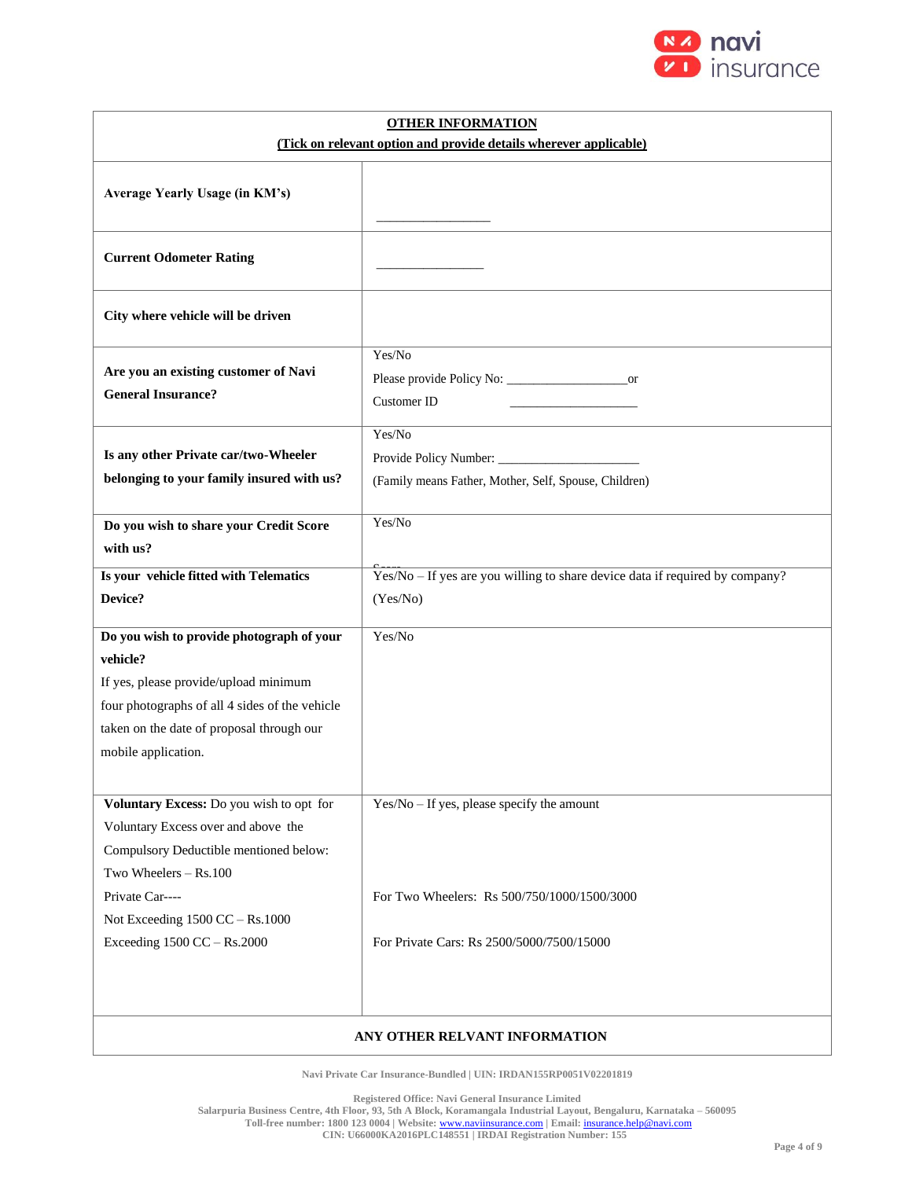| **OTHER INFORMATION**<br>**(Tick on relevant option and provide details wherever applicable)** | |
|---|---|
| **Average Yearly Usage (in KM's)** | _________________ |
| **Current Odometer Rating** | ________________ |
| **City where vehicle will be driven** | |
| **Are you an existing customer of Navi General Insurance?** | Yes/No<br>Please provide Policy No: __________________or<br>Customer ID ___________________ |
| **Is any other Private car/two-Wheeler belonging to your family insured with us?** | Yes/No<br>Provide Policy Number: _____________________<br>(Family means Father, Mother, Self, Spouse, Children) |
| **Do you wish to share your Credit Score with us?** | Yes/No |
| **Is your vehicle fitted with Telematics Device?** | Yes/No – If yes are you willing to share device data if required by company? (Yes/No) |
| **Do you wish to provide photograph of your vehicle?**<br>If yes, please provide/upload minimum four photographs of all 4 sides of the vehicle taken on the date of proposal through our mobile application. | Yes/No |
| **Voluntary Excess:** Do you wish to opt for Voluntary Excess over and above the Compulsory Deductible mentioned below:<br>Two Wheelers – Rs.100<br>Private Car----<br>Not Exceeding 1500 CC – Rs.1000<br>Exceeding 1500 CC – Rs.2000 | Yes/No – If yes, please specify the amount<br><br>For Two Wheelers: Rs 500/750/1000/1500/3000<br><br>For Private Cars: Rs 2500/5000/7500/15000 |
| **ANY OTHER RELVANT INFORMATION** | |

Navi Private Car Insurance-Bundled | UIN: IRDAN155RP0051V02201819

Registered Office: Navi General Insurance Limited
Salarpuria Business Centre, 4th Floor, 93, 5th A Block, Koramangala Industrial Layout, Bengaluru, Karnataka – 560095
Toll-free number: 1800 123 0004 | Website: www.naviinsurance.com | Email: insurance.help@navi.com
CIN: U66000KA2016PLC148551 | IRDAI Registration Number: 155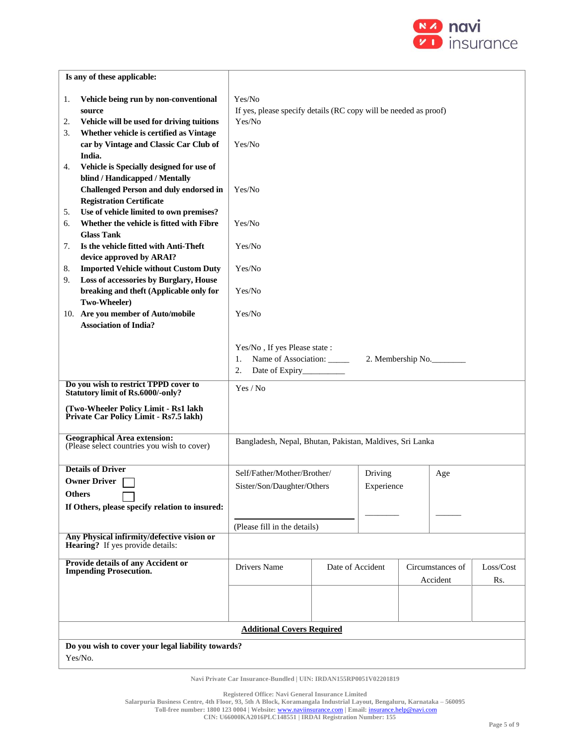| **Is any of these applicable:** | |
|---|---|
| 1. **Vehicle being run by non-conventional source** | Yes/No<br>If yes, please specify details (RC copy will be needed as proof) |
| 2. **Vehicle will be used for driving tuitions** | Yes/No |
| 3. **Whether vehicle is certified as Vintage car by Vintage and Classic Car Club of India.** | Yes/No |
| 4. **Vehicle is Specially designed for use of blind / Handicapped / Mentally Challenged Person and duly endorsed in Registration Certificate** | Yes/No |
| 5. **Use of vehicle limited to own premises?** | |
| 6. **Whether the vehicle is fitted with Fibre Glass Tank** | Yes/No |
| 7. **Is the vehicle fitted with Anti-Theft device approved by ARAI?** | Yes/No |
| 8. **Imported Vehicle without Custom Duty** | Yes/No |
| 9. **Loss of accessories by Burglary, House breaking and theft (Applicable only for Two-Wheeler)** | Yes/No |
| 10. **Are you member of Auto/mobile Association of India?** | Yes/No |
| | Yes/No , If yes Please state :<br>1. Name of Association: _____ 2. Membership No.________<br>2. Date of Expiry__________ |
| **Do you wish to restrict TPPD cover to Statutory limit of Rs.6000/-only?**<br><br>**(Two-Wheeler Policy Limit - Rs1 lakh Private Car Policy Limit - Rs7.5 lakh)** | Yes / No |
| **Geographical Area extension:**<br>(Please select countries you wish to cover) | Bangladesh, Nepal, Bhutan, Pakistan, Maldives, Sri Lanka |

| **Details of Driver**<br>**Owner Driver** ☐<br>**Others** ☐<br>**If Others, please specify relation to insured:** | Self/Father/Mother/Brother/ Sister/Son/Daughter/Others<br><br>(Please fill in the details) | Driving Experience<br>________ | Age<br>______ |
|---|---|---|---|
| **Any Physical infirmity/defective vision or Hearing?** If yes provide details: | | | |

| **Provide details of any Accident or Impending Prosecution.** | Drivers Name | Date of Accident | Circumstances of Accident | Loss/Cost Rs. |
|---|---|---|---|---|
| | | | | |

**Additional Covers Required**

**Do you wish to cover your legal liability towards?**

Yes/No.

Navi Private Car Insurance-Bundled | UIN: IRDAN155RP0051V02201819

Registered Office: Navi General Insurance Limited
Salarpuria Business Centre, 4th Floor, 93, 5th A Block, Koramangala Industrial Layout, Bengaluru, Karnataka – 560095
Toll-free number: 1800 123 0004 | Website: www.naviinsurance.com | Email: insurance.help@navi.com
CIN: U66000KA2016PLC148551 | IRDAI Registration Number: 155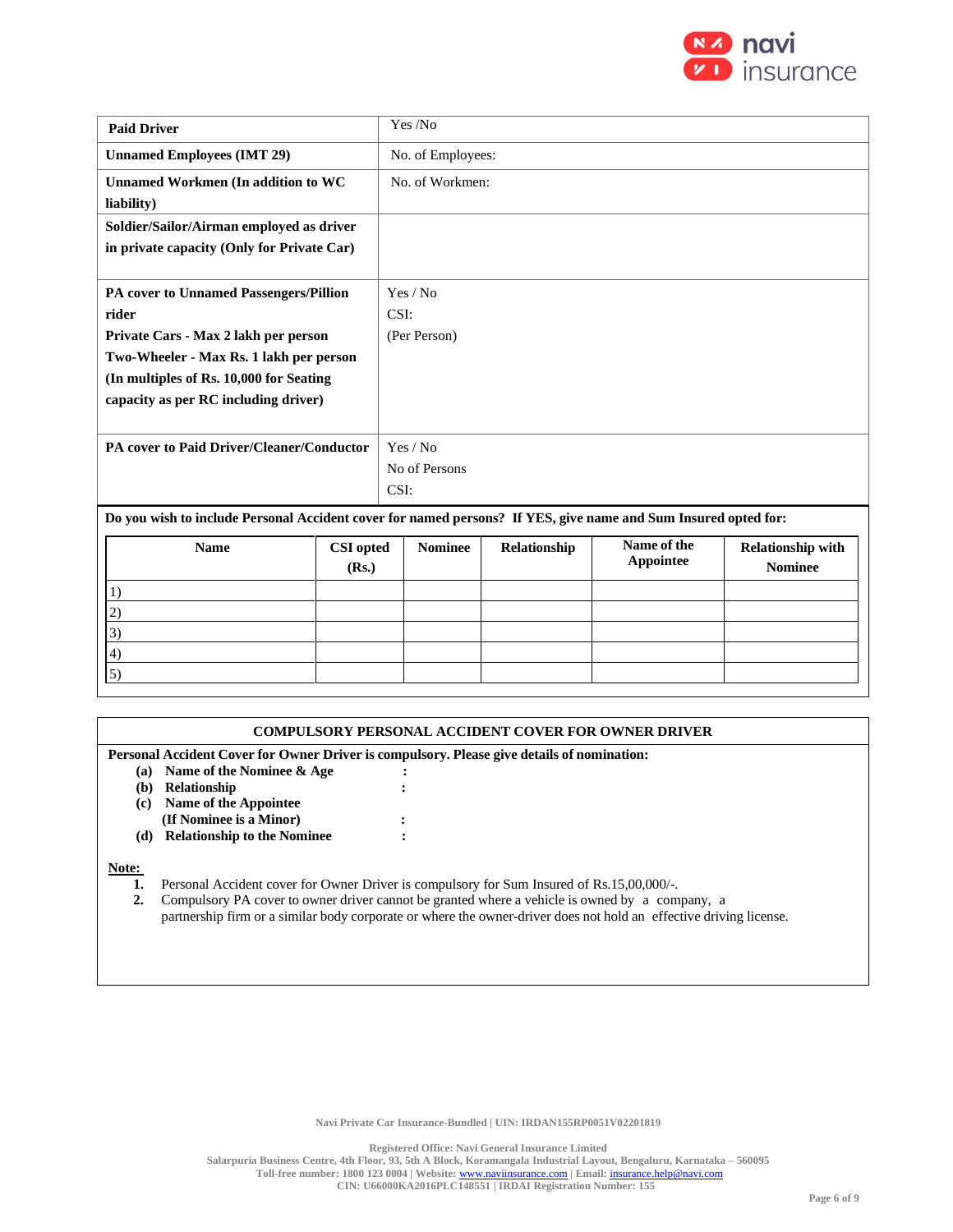| | |
|---|---|
| **Paid Driver** | Yes /No |
| **Unnamed Employees (IMT 29)** | No. of Employees: |
| **Unnamed Workmen (In addition to WC liability)** | No. of Workmen: |
| **Soldier/Sailor/Airman employed as driver in private capacity (Only for Private Car)** | |
| **PA cover to Unnamed Passengers/Pillion rider**<br>**Private Cars - Max 2 lakh per person**<br>**Two-Wheeler - Max Rs. 1 lakh per person**<br>**(In multiples of Rs. 10,000 for Seating capacity as per RC including driver)** | Yes / No<br>CSI:<br>(Per Person) |
| **PA cover to Paid Driver/Cleaner/Conductor** | Yes / No<br>No of Persons<br>CSI: |

**Do you wish to include Personal Accident cover for named persons? If YES, give name and Sum Insured opted for:**

| Name | CSI opted (Rs.) | Nominee | Relationship | Name of the Appointee | Relationship with Nominee |
|---|---|---|---|---|---|
| 1) | | | | | |
| 2) | | | | | |
| 3) | | | | | |
| 4) | | | | | |
| 5) | | | | | |

## COMPULSORY PERSONAL ACCIDENT COVER FOR OWNER DRIVER

**Personal Accident Cover for Owner Driver is compulsory. Please give details of nomination:**

- **(a) Name of the Nominee & Age** :
- **(b) Relationship** :
- **(c) Name of the Appointee (If Nominee is a Minor)** :
- **(d) Relationship to the Nominee** :

**Note:**

1. Personal Accident cover for Owner Driver is compulsory for Sum Insured of Rs.15,00,000/-.
2. Compulsory PA cover to owner driver cannot be granted where a vehicle is owned by a company, a partnership firm or a similar body corporate or where the owner-driver does not hold an effective driving license.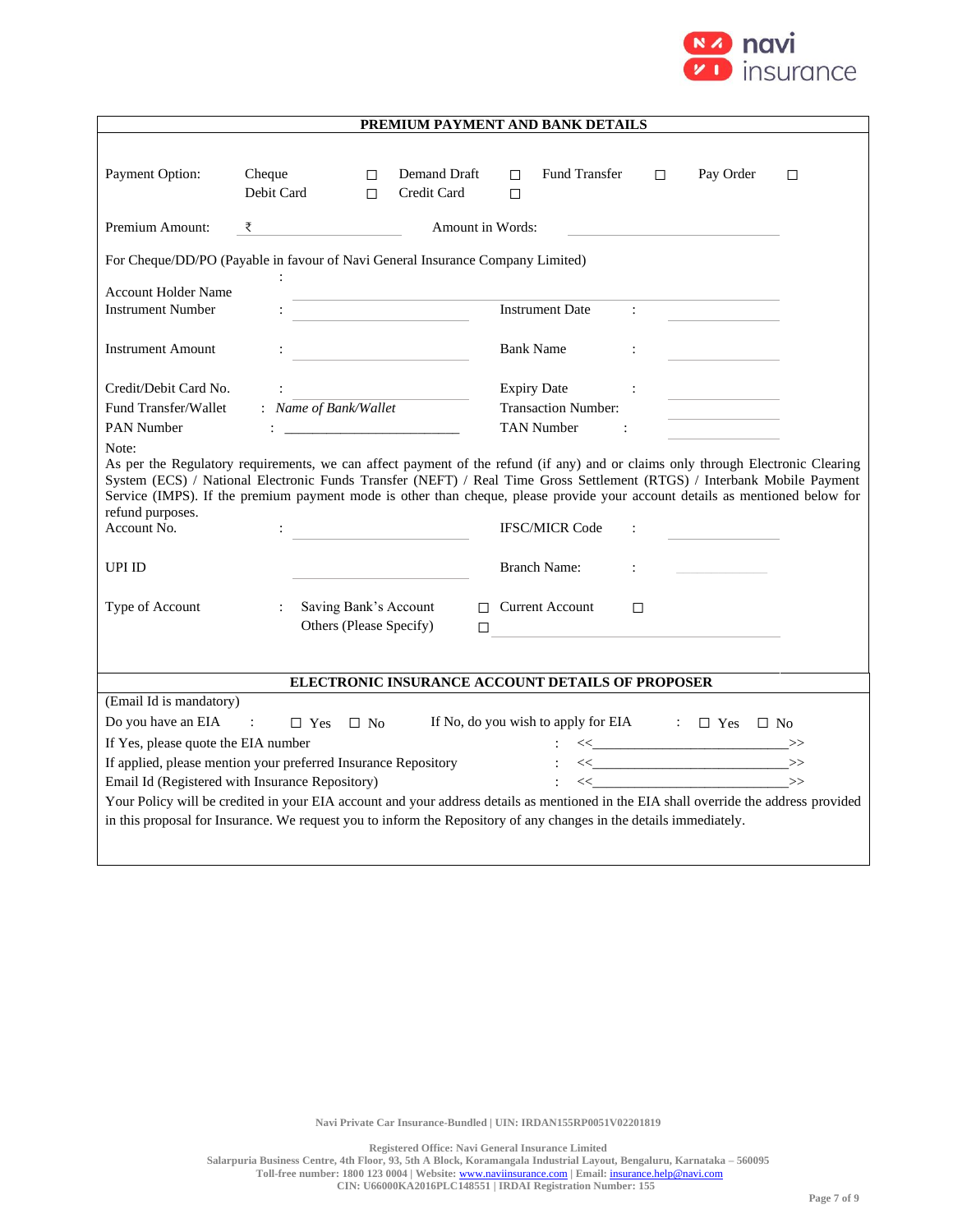## PREMIUM PAYMENT AND BANK DETAILS

Payment Option: Cheque ☐ Demand Draft ☐ Fund Transfer ☐ Pay Order ☐
Debit Card ☐ Credit Card ☐

Premium Amount: ₹ ____________ Amount in Words: ____________

For Cheque/DD/PO (Payable in favour of Navi General Insurance Company Limited)

Account Holder Name : ____________

Instrument Number : ____________ Instrument Date : ____________

Instrument Amount : ____________ Bank Name : ____________

Credit/Debit Card No. : ____________ Expiry Date : ____________

Fund Transfer/Wallet : *Name of Bank/Wallet* Transaction Number: ____________

PAN Number : ____________ TAN Number : ____________

Note:

As per the Regulatory requirements, we can affect payment of the refund (if any) and or claims only through Electronic Clearing System (ECS) / National Electronic Funds Transfer (NEFT) / Real Time Gross Settlement (RTGS) / Interbank Mobile Payment Service (IMPS). If the premium payment mode is other than cheque, please provide your account details as mentioned below for refund purposes.

Account No. : ____________ IFSC/MICR Code : ____________

UPI ID ____________ Branch Name: : ____________

Type of Account : Saving Bank's Account ☐ Current Account ☐
Others (Please Specify) ☐ ____________

## ELECTRONIC INSURANCE ACCOUNT DETAILS OF PROPOSER

(Email Id is mandatory)

Do you have an EIA : ☐ Yes ☐ No If No, do you wish to apply for EIA : ☐ Yes ☐ No

If Yes, please quote the EIA number : <<____________>>

If applied, please mention your preferred Insurance Repository : <<____________>>

Email Id (Registered with Insurance Repository) : <<____________>>

Your Policy will be credited in your EIA account and your address details as mentioned in the EIA shall override the address provided in this proposal for Insurance. We request you to inform the Repository of any changes in the details immediately.

Navi Private Car Insurance-Bundled | UIN: IRDAN155RP0051V02201819

Registered Office: Navi General Insurance Limited
Salarpuria Business Centre, 4th Floor, 93, 5th A Block, Koramangala Industrial Layout, Bengaluru, Karnataka – 560095
Toll-free number: 1800 123 0004 | Website: www.naviinsurance.com | Email: insurance.help@navi.com
CIN: U66000KA2016PLC148551 | IRDAI Registration Number: 155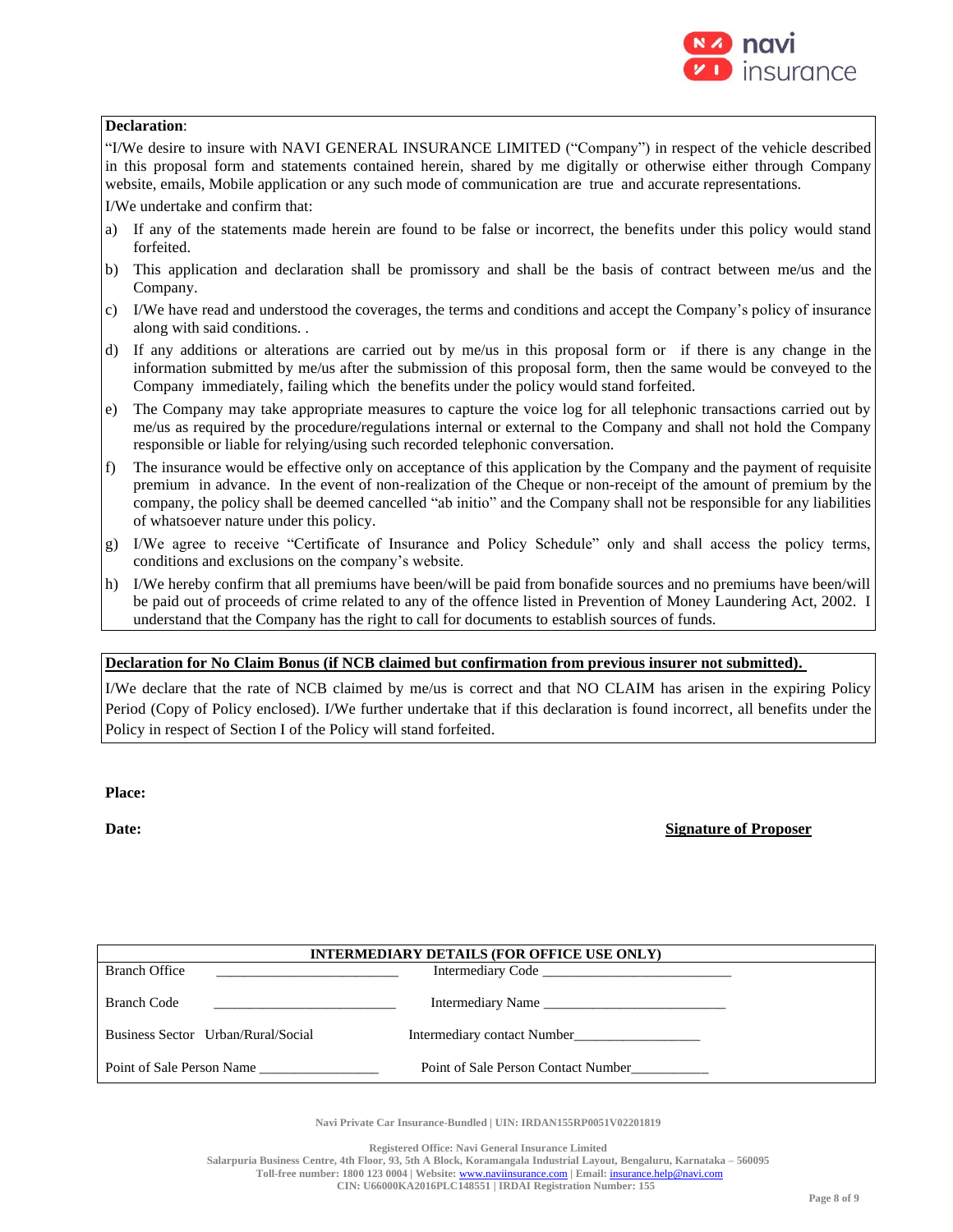**Declaration**:

"I/We desire to insure with NAVI GENERAL INSURANCE LIMITED ("Company") in respect of the vehicle described in this proposal form and statements contained herein, shared by me digitally or otherwise either through Company website, emails, Mobile application or any such mode of communication are true and accurate representations.

I/We undertake and confirm that:

a) If any of the statements made herein are found to be false or incorrect, the benefits under this policy would stand forfeited.

b) This application and declaration shall be promissory and shall be the basis of contract between me/us and the Company.

c) I/We have read and understood the coverages, the terms and conditions and accept the Company's policy of insurance along with said conditions. .

d) If any additions or alterations are carried out by me/us in this proposal form or if there is any change in the information submitted by me/us after the submission of this proposal form, then the same would be conveyed to the Company immediately, failing which the benefits under the policy would stand forfeited.

e) The Company may take appropriate measures to capture the voice log for all telephonic transactions carried out by me/us as required by the procedure/regulations internal or external to the Company and shall not hold the Company responsible or liable for relying/using such recorded telephonic conversation.

f) The insurance would be effective only on acceptance of this application by the Company and the payment of requisite premium in advance. In the event of non-realization of the Cheque or non-receipt of the amount of premium by the company, the policy shall be deemed cancelled "ab initio" and the Company shall not be responsible for any liabilities of whatsoever nature under this policy.

g) I/We agree to receive "Certificate of Insurance and Policy Schedule" only and shall access the policy terms, conditions and exclusions on the company's website.

h) I/We hereby confirm that all premiums have been/will be paid from bonafide sources and no premiums have been/will be paid out of proceeds of crime related to any of the offence listed in Prevention of Money Laundering Act, 2002. I understand that the Company has the right to call for documents to establish sources of funds.

**Declaration for No Claim Bonus (if NCB claimed but confirmation from previous insurer not submitted).**

I/We declare that the rate of NCB claimed by me/us is correct and that NO CLAIM has arisen in the expiring Policy Period (Copy of Policy enclosed). I/We further undertake that if this declaration is found incorrect, all benefits under the Policy in respect of Section I of the Policy will stand forfeited.

**Place:**

**Date:** **Signature of Proposer**

| INTERMEDIARY DETAILS (FOR OFFICE USE ONLY) | |
|---|---|
| Branch Office ____________________ | Intermediary Code ____________________ |
| Branch Code ____________________ | Intermediary Name ____________________ |
| Business Sector Urban/Rural/Social | Intermediary contact Number________________ |
| Point of Sale Person Name ________________ | Point of Sale Person Contact Number__________ |

Navi Private Car Insurance-Bundled | UIN: IRDAN155RP0051V02201819

Registered Office: Navi General Insurance Limited
Salarpuria Business Centre, 4th Floor, 93, 5th A Block, Koramangala Industrial Layout, Bengaluru, Karnataka – 560095
Toll-free number: 1800 123 0004 | Website: www.naviinsurance.com | Email: insurance.help@navi.com
CIN: U66000KA2016PLC148551 | IRDAI Registration Number: 155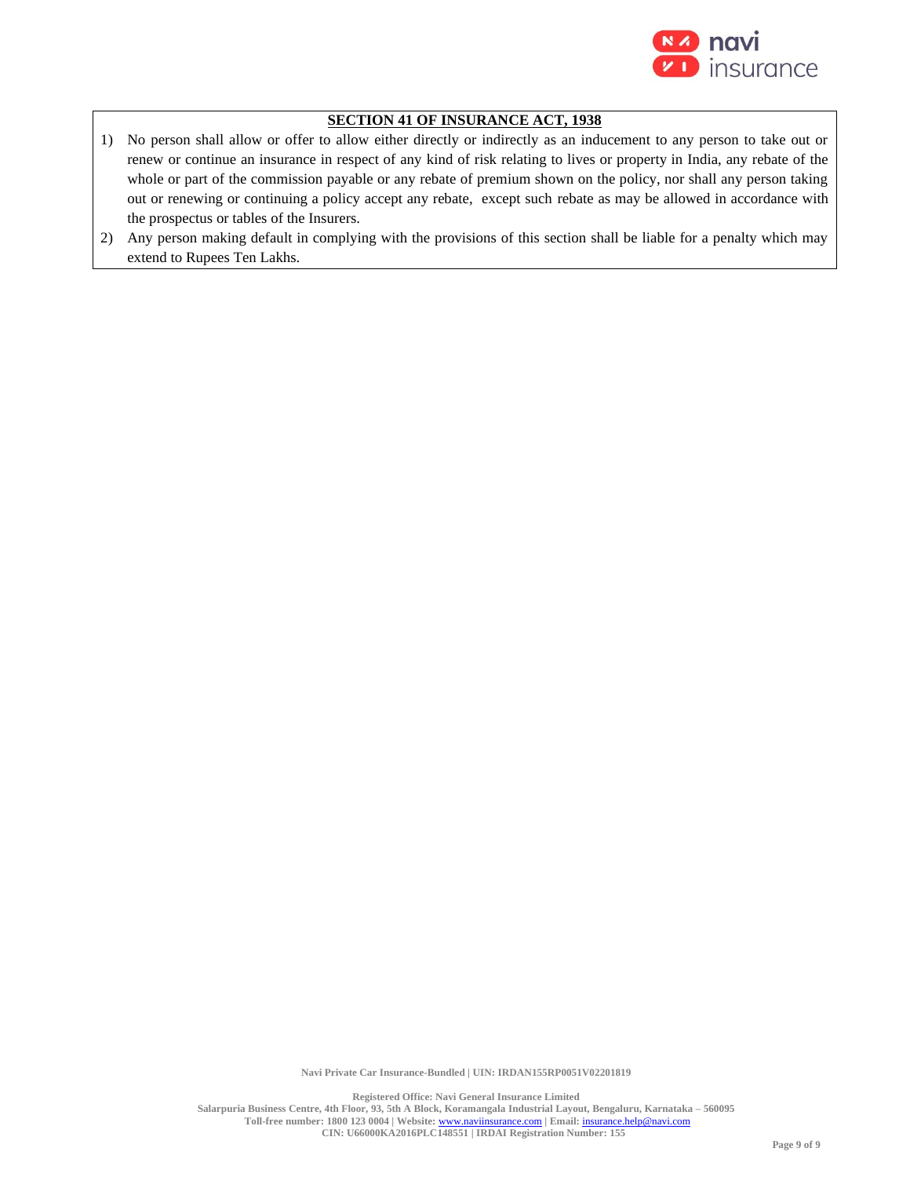## SECTION 41 OF INSURANCE ACT, 1938

1) No person shall allow or offer to allow either directly or indirectly as an inducement to any person to take out or renew or continue an insurance in respect of any kind of risk relating to lives or property in India, any rebate of the whole or part of the commission payable or any rebate of premium shown on the policy, nor shall any person taking out or renewing or continuing a policy accept any rebate, except such rebate as may be allowed in accordance with the prospectus or tables of the Insurers.
2) Any person making default in complying with the provisions of this section shall be liable for a penalty which may extend to Rupees Ten Lakhs.